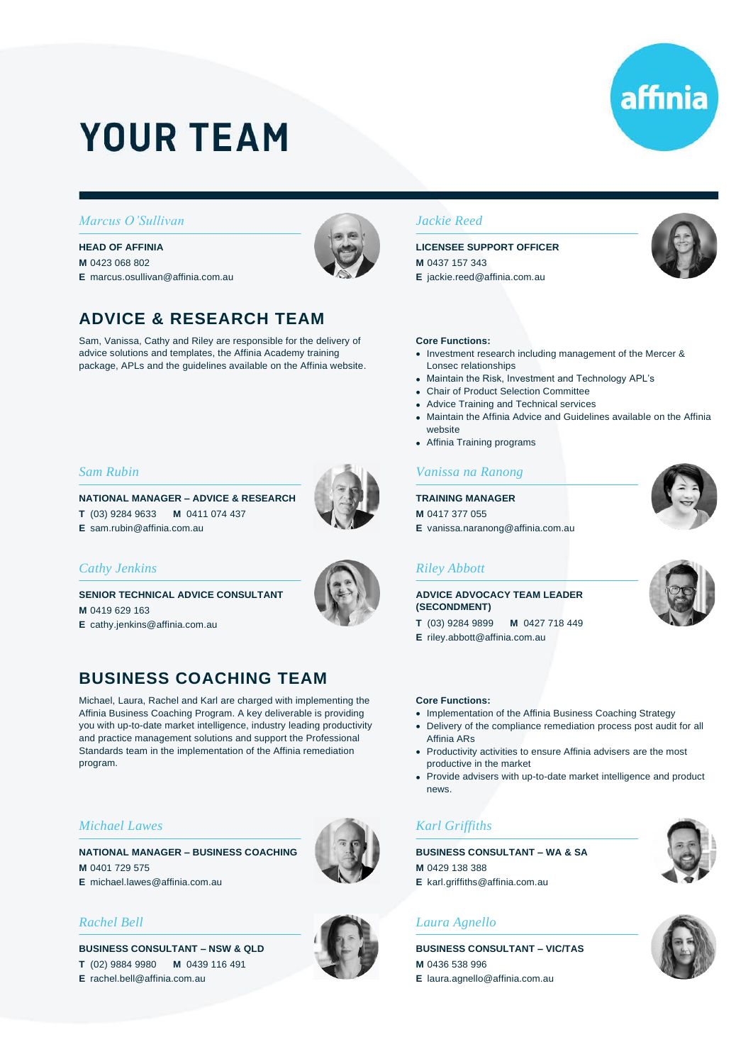# YOUR TEAM

*Marcus O'Sullivan*

**HEAD OF AFFINIA**
**M** 0423 068 802
**E** marcus.osullivan@affinia.com.au

*Jackie Reed*

**LICENSEE SUPPORT OFFICER**
**M** 0437 157 343
**E** jackie.reed@affinia.com.au

## ADVICE & RESEARCH TEAM

Sam, Vanissa, Cathy and Riley are responsible for the delivery of advice solutions and templates, the Affinia Academy training package, APLs and the guidelines available on the Affinia website.

**Core Functions:**

- Investment research including management of the Mercer & Lonsec relationships
- Maintain the Risk, Investment and Technology APL's
- Chair of Product Selection Committee
- Advice Training and Technical services
- Maintain the Affinia Advice and Guidelines available on the Affinia website
- Affinia Training programs

*Sam Rubin*

**NATIONAL MANAGER – ADVICE & RESEARCH**
**T** (03) 9284 9633 **M** 0411 074 437
**E** sam.rubin@affinia.com.au

*Vanissa na Ranong*

**TRAINING MANAGER**
**M** 0417 377 055
**E** vanissa.naranong@affinia.com.au

*Cathy Jenkins*

**SENIOR TECHNICAL ADVICE CONSULTANT**
**M** 0419 629 163
**E** cathy.jenkins@affinia.com.au

*Riley Abbott*

**ADVICE ADVOCACY TEAM LEADER (SECONDMENT)**
**T** (03) 9284 9899 **M** 0427 718 449
**E** riley.abbott@affinia.com.au

## BUSINESS COACHING TEAM

Michael, Laura, Rachel and Karl are charged with implementing the Affinia Business Coaching Program. A key deliverable is providing you with up-to-date market intelligence, industry leading productivity and practice management solutions and support the Professional Standards team in the implementation of the Affinia remediation program.

**Core Functions:**

- Implementation of the Affinia Business Coaching Strategy
- Delivery of the compliance remediation process post audit for all Affinia ARs
- Productivity activities to ensure Affinia advisers are the most productive in the market
- Provide advisers with up-to-date market intelligence and product news.

*Michael Lawes*

**NATIONAL MANAGER – BUSINESS COACHING**
**M** 0401 729 575
**E** michael.lawes@affinia.com.au

*Karl Griffiths*

**BUSINESS CONSULTANT – WA & SA**
**M** 0429 138 388
**E** karl.griffiths@affinia.com.au

*Rachel Bell*

**BUSINESS CONSULTANT – NSW & QLD**
**T** (02) 9884 9980 **M** 0439 116 491
**E** rachel.bell@affinia.com.au

*Laura Agnello*

**BUSINESS CONSULTANT – VIC/TAS**
**M** 0436 538 996
**E** laura.agnello@affinia.com.au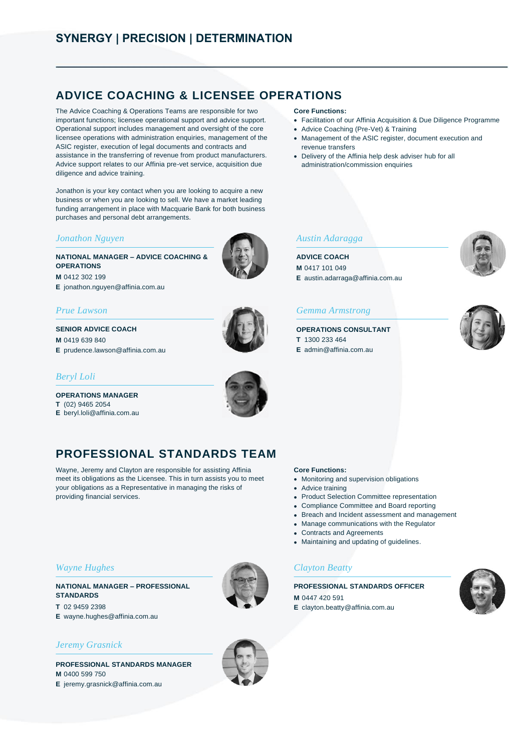## SYNERGY | PRECISION | DETERMINATION

## ADVICE COACHING & LICENSEE OPERATIONS

The Advice Coaching & Operations Teams are responsible for two important functions; licensee operational support and advice support. Operational support includes management and oversight of the core licensee operations with administration enquiries, management of the ASIC register, execution of legal documents and contracts and assistance in the transferring of revenue from product manufacturers. Advice support relates to our Affinia pre-vet service, acquisition due diligence and advice training.

Jonathon is your key contact when you are looking to acquire a new business or when you are looking to sell. We have a market leading funding arrangement in place with Macquarie Bank for both business purchases and personal debt arrangements.

**Core Functions:**

- Facilitation of our Affinia Acquisition & Due Diligence Programme
- Advice Coaching (Pre-Vet) & Training
- Management of the ASIC register, document execution and revenue transfers
- Delivery of the Affinia help desk adviser hub for all administration/commission enquiries

*Jonathon Nguyen*

**NATIONAL MANAGER – ADVICE COACHING & OPERATIONS**
**M** 0412 302 199
**E** jonathon.nguyen@affinia.com.au

*Prue Lawson*

**SENIOR ADVICE COACH**
**M** 0419 639 840
**E** prudence.lawson@affinia.com.au

*Beryl Loli*

**OPERATIONS MANAGER**
**T** (02) 9465 2054
**E** beryl.loli@affinia.com.au

*Austin Adaragga*

**ADVICE COACH**
**M** 0417 101 049
**E** austin.adarraga@affinia.com.au

*Gemma Armstrong*

**OPERATIONS CONSULTANT**
**T** 1300 233 464
**E** admin@affinia.com.au

## PROFESSIONAL STANDARDS TEAM

Wayne, Jeremy and Clayton are responsible for assisting Affinia meet its obligations as the Licensee. This in turn assists you to meet your obligations as a Representative in managing the risks of providing financial services.

**Core Functions:**

- Monitoring and supervision obligations
- Advice training
- Product Selection Committee representation
- Compliance Committee and Board reporting
- Breach and Incident assessment and management
- Manage communications with the Regulator
- Contracts and Agreements
- Maintaining and updating of guidelines.

*Wayne Hughes*

**NATIONAL MANAGER – PROFESSIONAL STANDARDS**
**T** 02 9459 2398
**E** wayne.hughes@affinia.com.au

*Jeremy Grasnick*

**PROFESSIONAL STANDARDS MANAGER**
**M** 0400 599 750
**E** jeremy.grasnick@affinia.com.au

*Clayton Beatty*

**PROFESSIONAL STANDARDS OFFICER**
**M** 0447 420 591
**E** clayton.beatty@affinia.com.au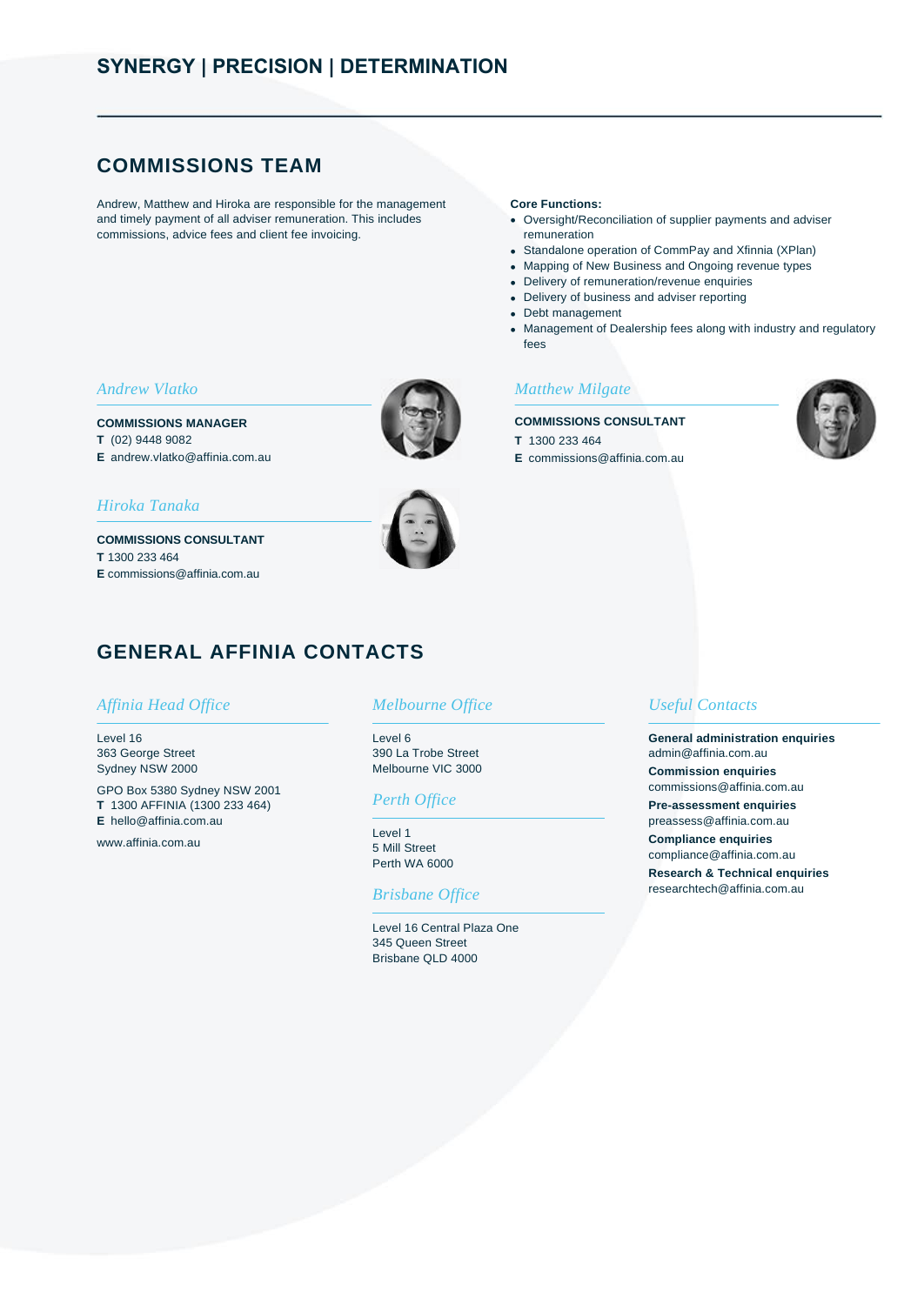## SYNERGY | PRECISION | DETERMINATION

## COMMISSIONS TEAM

Andrew, Matthew and Hiroka are responsible for the management and timely payment of all adviser remuneration. This includes commissions, advice fees and client fee invoicing.

**Core Functions:**

- Oversight/Reconciliation of supplier payments and adviser remuneration
- Standalone operation of CommPay and Xfinnia (XPlan)
- Mapping of New Business and Ongoing revenue types
- Delivery of remuneration/revenue enquiries
- Delivery of business and adviser reporting
- Debt management
- Management of Dealership fees along with industry and regulatory fees

### *Andrew Vlatko*

**COMMISSIONS MANAGER**
**T** (02) 9448 9082
**E** andrew.vlatko@affinia.com.au

### *Matthew Milgate*

**COMMISSIONS CONSULTANT**
**T** 1300 233 464
**E** commissions@affinia.com.au

### *Hiroka Tanaka*

**COMMISSIONS CONSULTANT**
**T** 1300 233 464
**E** commissions@affinia.com.au

## GENERAL AFFINIA CONTACTS

### *Affinia Head Office*

Level 16
363 George Street
Sydney NSW 2000

GPO Box 5380 Sydney NSW 2001
**T** 1300 AFFINIA (1300 233 464)
**E** hello@affinia.com.au

www.affinia.com.au

### *Melbourne Office*

Level 6
390 La Trobe Street
Melbourne VIC 3000

### *Perth Office*

Level 1
5 Mill Street
Perth WA 6000

### *Brisbane Office*

Level 16 Central Plaza One
345 Queen Street
Brisbane QLD 4000

### *Useful Contacts*

**General administration enquiries**
admin@affinia.com.au

**Commission enquiries**
commissions@affinia.com.au

**Pre-assessment enquiries**
preassess@affinia.com.au

**Compliance enquiries**
compliance@affinia.com.au

**Research & Technical enquiries**
researchtech@affinia.com.au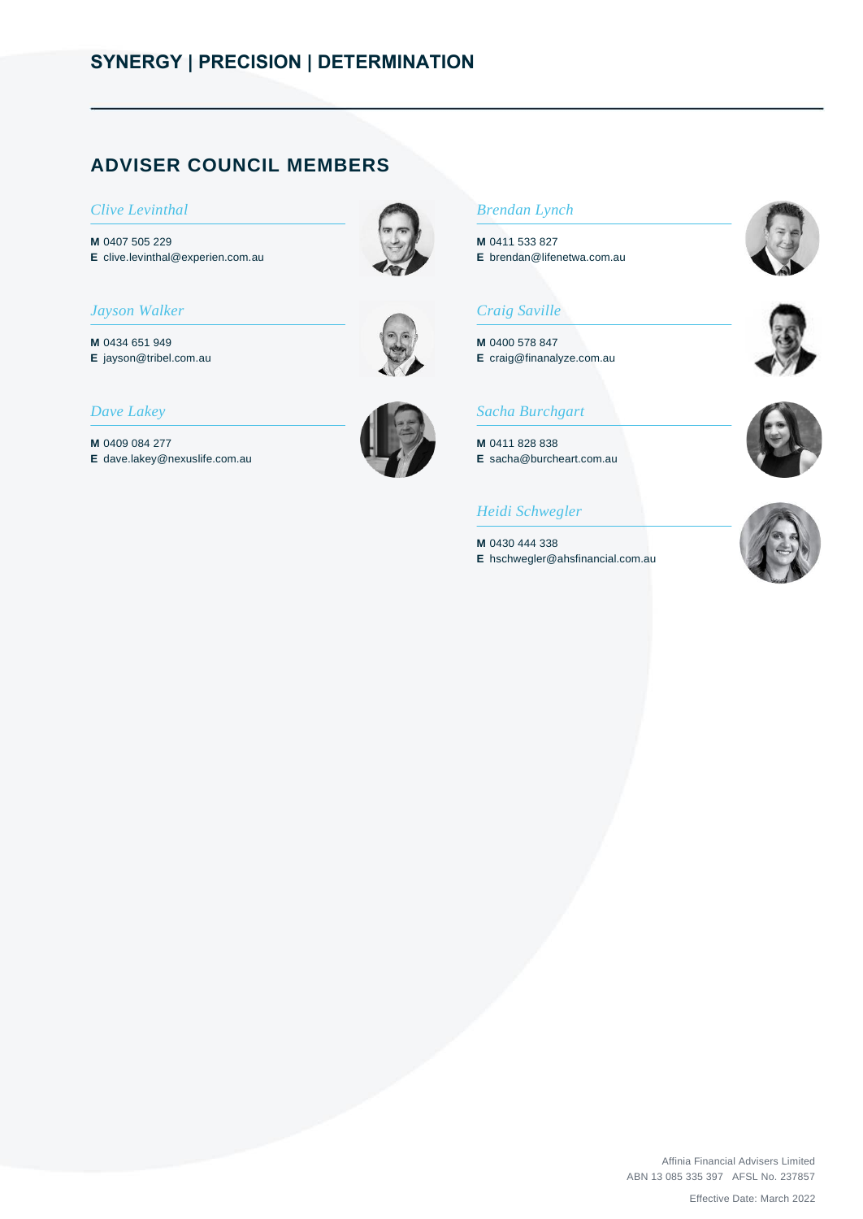**SYNERGY | PRECISION | DETERMINATION**

## ADVISER COUNCIL MEMBERS

*Clive Levinthal*

**M** 0407 505 229
**E** clive.levinthal@experien.com.au

*Jayson Walker*

**M** 0434 651 949
**E** jayson@tribel.com.au

*Dave Lakey*

**M** 0409 084 277
**E** dave.lakey@nexuslife.com.au

*Brendan Lynch*

**M** 0411 533 827
**E** brendan@lifenetwa.com.au

*Craig Saville*

**M** 0400 578 847
**E** craig@finanalyze.com.au

*Sacha Burchgart*

**M** 0411 828 838
**E** sacha@burcheart.com.au

*Heidi Schwegler*

**M** 0430 444 338
**E** hschwegler@ahsfinancial.com.au

Affinia Financial Advisers Limited
ABN 13 085 335 397 AFSL No. 237857

Effective Date: March 2022